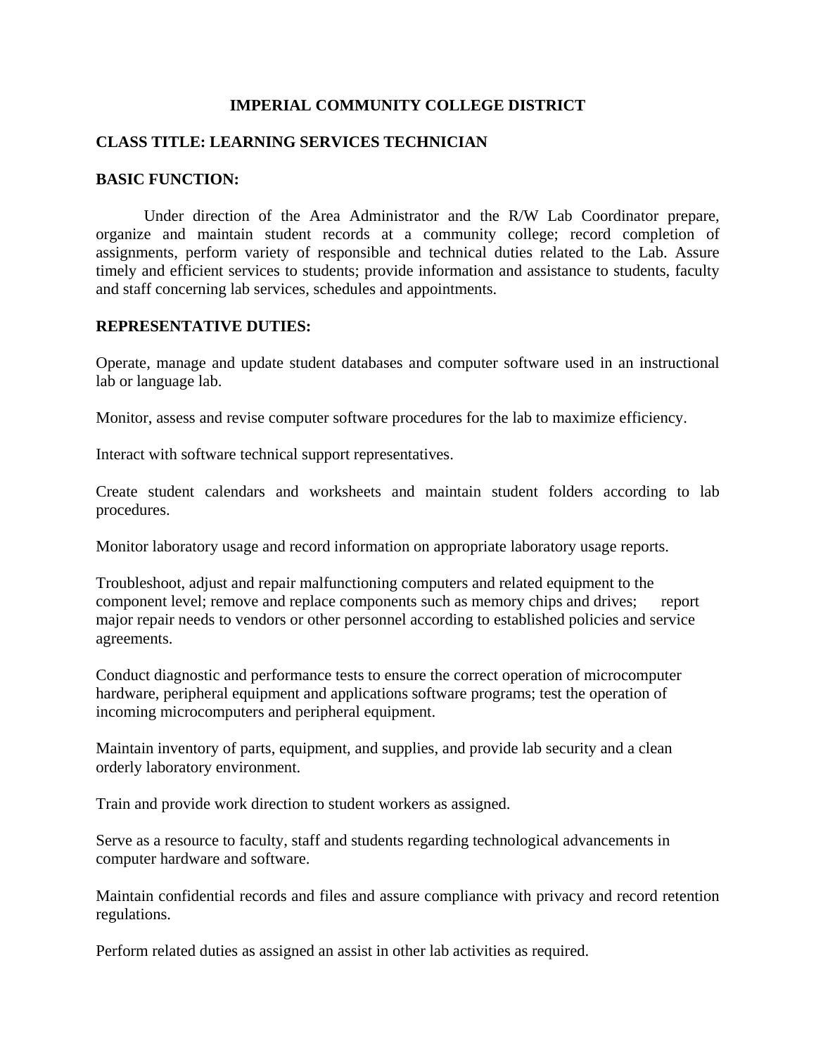# IMPERIAL COMMUNITY COLLEGE DISTRICT

## CLASS TITLE: LEARNING SERVICES TECHNICIAN

### BASIC FUNCTION:

Under direction of the Area Administrator and the R/W Lab Coordinator prepare, organize and maintain student records at a community college; record completion of assignments, perform variety of responsible and technical duties related to the Lab. Assure timely and efficient services to students; provide information and assistance to students, faculty and staff concerning lab services, schedules and appointments.

### REPRESENTATIVE DUTIES:

Operate, manage and update student databases and computer software used in an instructional lab or language lab.

Monitor, assess and revise computer software procedures for the lab to maximize efficiency.

Interact with software technical support representatives.

Create student calendars and worksheets and maintain student folders according to lab procedures.

Monitor laboratory usage and record information on appropriate laboratory usage reports.

Troubleshoot, adjust and repair malfunctioning computers and related equipment to the component level; remove and replace components such as memory chips and drives; report major repair needs to vendors or other personnel according to established policies and service agreements.

Conduct diagnostic and performance tests to ensure the correct operation of microcomputer hardware, peripheral equipment and applications software programs; test the operation of incoming microcomputers and peripheral equipment.

Maintain inventory of parts, equipment, and supplies, and provide lab security and a clean orderly laboratory environment.

Train and provide work direction to student workers as assigned.

Serve as a resource to faculty, staff and students regarding technological advancements in computer hardware and software.

Maintain confidential records and files and assure compliance with privacy and record retention regulations.

Perform related duties as assigned an assist in other lab activities as required.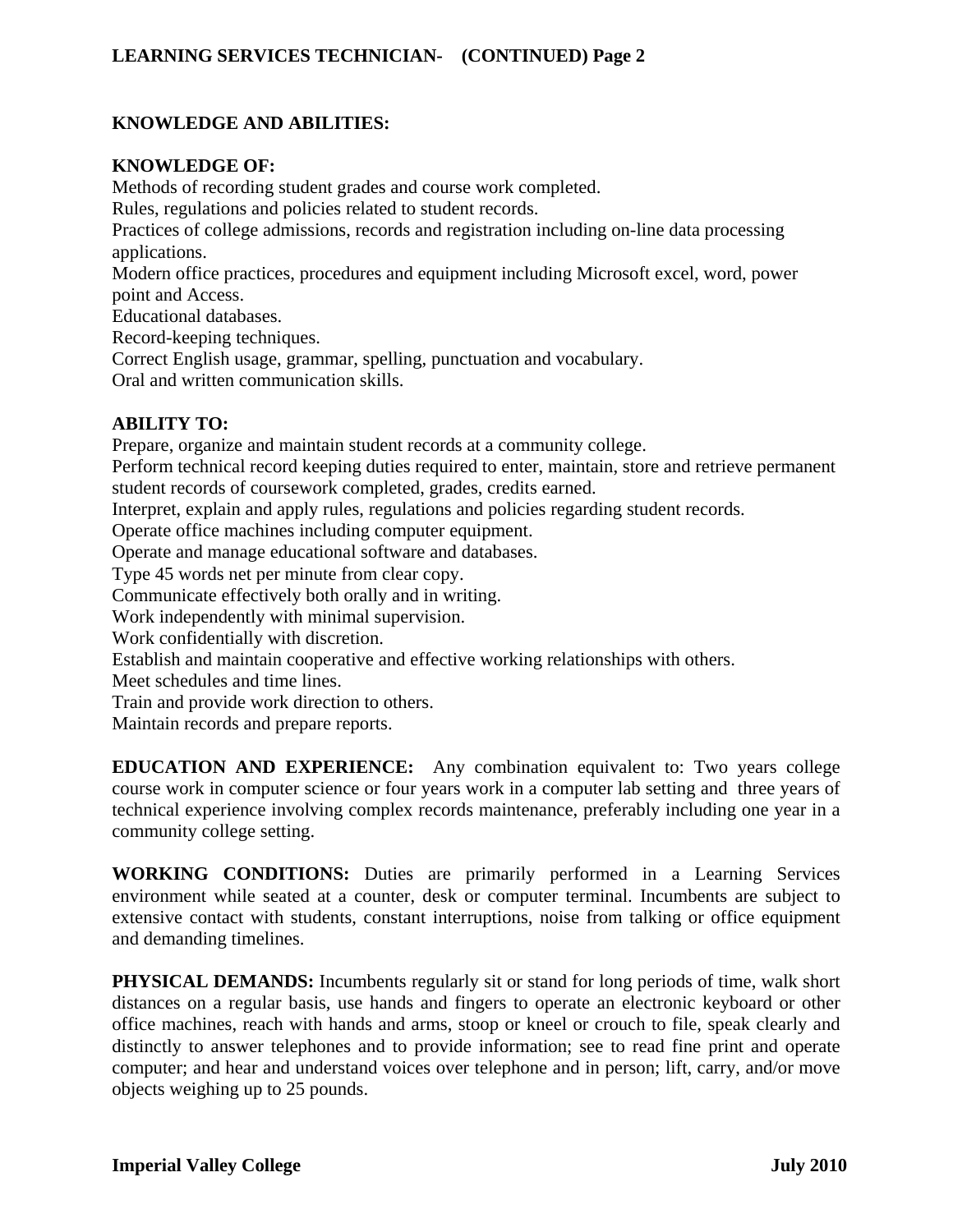## KNOWLEDGE AND ABILITIES:

### KNOWLEDGE OF:

Methods of recording student grades and course work completed.
Rules, regulations and policies related to student records.
Practices of college admissions, records and registration including on-line data processing applications.
Modern office practices, procedures and equipment including Microsoft excel, word, power point and Access.
Educational databases.
Record-keeping techniques.
Correct English usage, grammar, spelling, punctuation and vocabulary.
Oral and written communication skills.

### ABILITY TO:

Prepare, organize and maintain student records at a community college.
Perform technical record keeping duties required to enter, maintain, store and retrieve permanent student records of coursework completed, grades, credits earned.
Interpret, explain and apply rules, regulations and policies regarding student records.
Operate office machines including computer equipment.
Operate and manage educational software and databases.
Type 45 words net per minute from clear copy.
Communicate effectively both orally and in writing.
Work independently with minimal supervision.
Work confidentially with discretion.
Establish and maintain cooperative and effective working relationships with others.
Meet schedules and time lines.
Train and provide work direction to others.
Maintain records and prepare reports.

**EDUCATION AND EXPERIENCE:** Any combination equivalent to: Two years college course work in computer science or four years work in a computer lab setting and three years of technical experience involving complex records maintenance, preferably including one year in a community college setting.

**WORKING CONDITIONS:** Duties are primarily performed in a Learning Services environment while seated at a counter, desk or computer terminal. Incumbents are subject to extensive contact with students, constant interruptions, noise from talking or office equipment and demanding timelines.

**PHYSICAL DEMANDS:** Incumbents regularly sit or stand for long periods of time, walk short distances on a regular basis, use hands and fingers to operate an electronic keyboard or other office machines, reach with hands and arms, stoop or kneel or crouch to file, speak clearly and distinctly to answer telephones and to provide information; see to read fine print and operate computer; and hear and understand voices over telephone and in person; lift, carry, and/or move objects weighing up to 25 pounds.